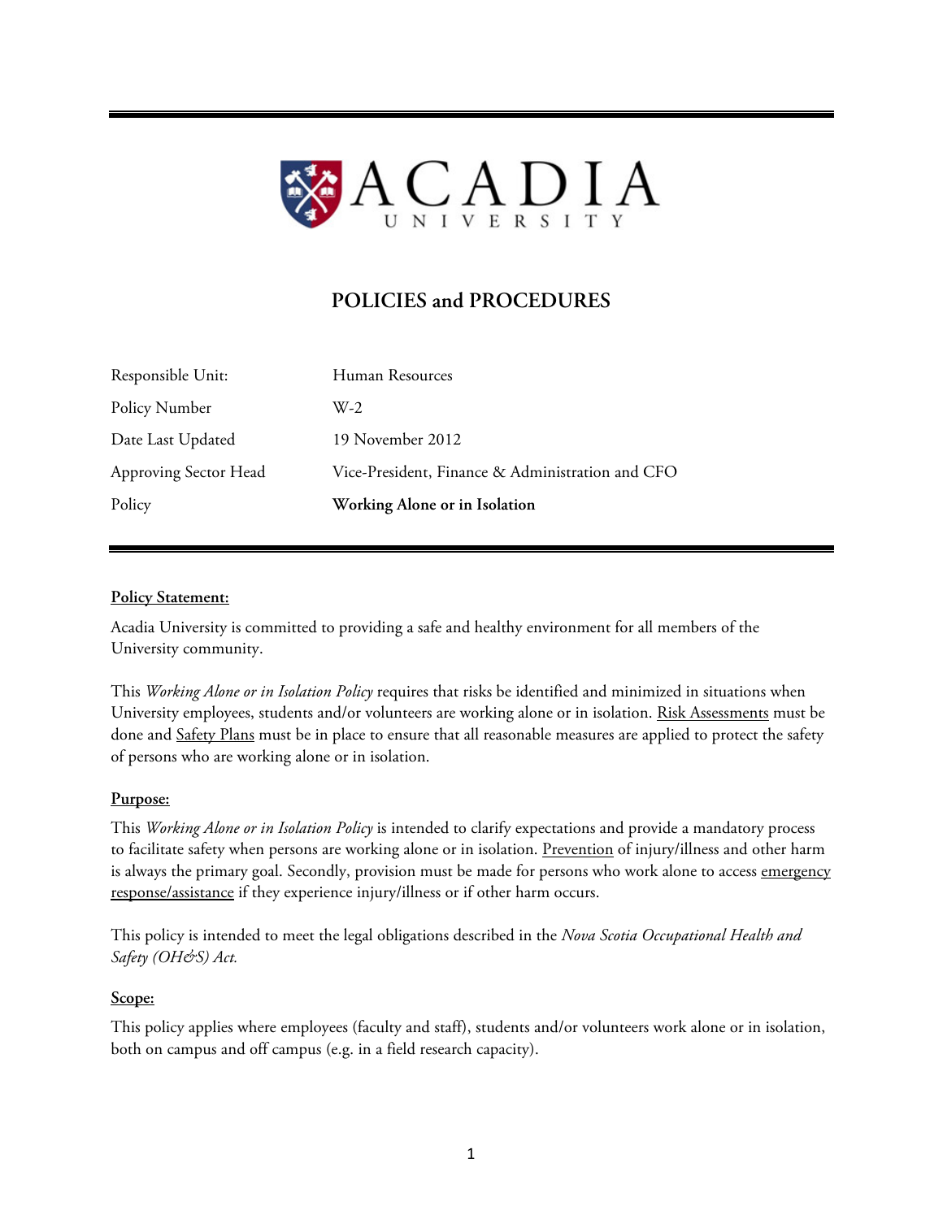# ACADIA UNIVERSITY

## POLICIES and PROCEDURES

| | |
|---|---|
| Responsible Unit: | Human Resources |
| Policy Number | W-2 |
| Date Last Updated | 19 November 2012 |
| Approving Sector Head | Vice-President, Finance & Administration and CFO |
| Policy | **Working Alone or in Isolation** |

### Policy Statement:

Acadia University is committed to providing a safe and healthy environment for all members of the University community.

This *Working Alone or in Isolation Policy* requires that risks be identified and minimized in situations when University employees, students and/or volunteers are working alone or in isolation. Risk Assessments must be done and Safety Plans must be in place to ensure that all reasonable measures are applied to protect the safety of persons who are working alone or in isolation.

### Purpose:

This *Working Alone or in Isolation Policy* is intended to clarify expectations and provide a mandatory process to facilitate safety when persons are working alone or in isolation. Prevention of injury/illness and other harm is always the primary goal. Secondly, provision must be made for persons who work alone to access emergency response/assistance if they experience injury/illness or if other harm occurs.

This policy is intended to meet the legal obligations described in the *Nova Scotia Occupational Health and Safety (OH&S) Act.*

### Scope:

This policy applies where employees (faculty and staff), students and/or volunteers work alone or in isolation, both on campus and off campus (e.g. in a field research capacity).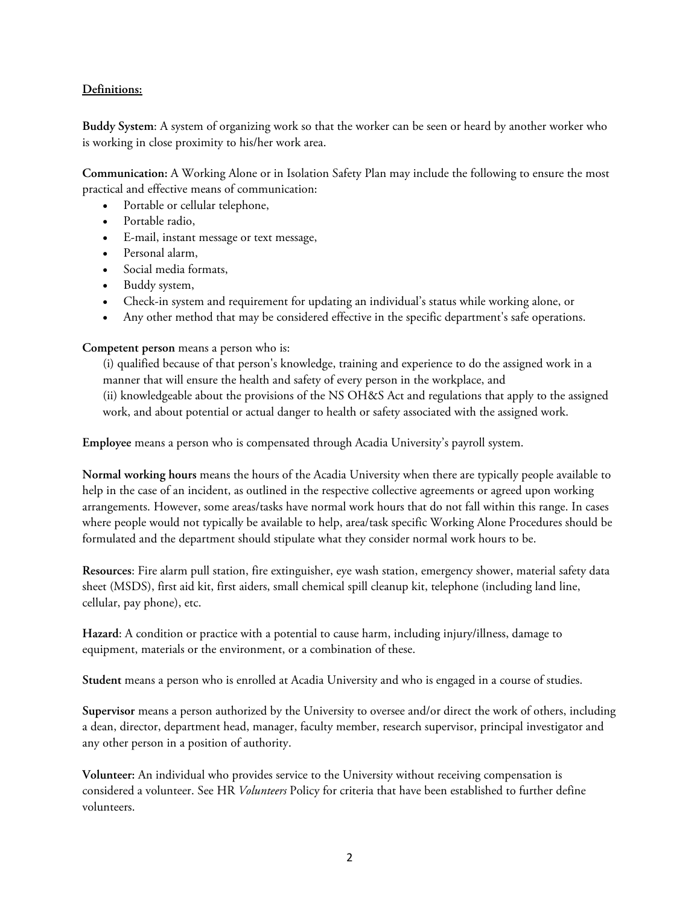**Definitions:**

**Buddy System**: A system of organizing work so that the worker can be seen or heard by another worker who is working in close proximity to his/her work area.

**Communication:** A Working Alone or in Isolation Safety Plan may include the following to ensure the most practical and effective means of communication:

- Portable or cellular telephone,
- Portable radio,
- E-mail, instant message or text message,
- Personal alarm,
- Social media formats,
- Buddy system,
- Check-in system and requirement for updating an individual's status while working alone, or
- Any other method that may be considered effective in the specific department's safe operations.

**Competent person** means a person who is:

(i) qualified because of that person's knowledge, training and experience to do the assigned work in a manner that will ensure the health and safety of every person in the workplace, and
(ii) knowledgeable about the provisions of the NS OH&S Act and regulations that apply to the assigned work, and about potential or actual danger to health or safety associated with the assigned work.

**Employee** means a person who is compensated through Acadia University's payroll system.

**Normal working hours** means the hours of the Acadia University when there are typically people available to help in the case of an incident, as outlined in the respective collective agreements or agreed upon working arrangements. However, some areas/tasks have normal work hours that do not fall within this range. In cases where people would not typically be available to help, area/task specific Working Alone Procedures should be formulated and the department should stipulate what they consider normal work hours to be.

**Resources**: Fire alarm pull station, fire extinguisher, eye wash station, emergency shower, material safety data sheet (MSDS), first aid kit, first aiders, small chemical spill cleanup kit, telephone (including land line, cellular, pay phone), etc.

**Hazard**: A condition or practice with a potential to cause harm, including injury/illness, damage to equipment, materials or the environment, or a combination of these.

**Student** means a person who is enrolled at Acadia University and who is engaged in a course of studies.

**Supervisor** means a person authorized by the University to oversee and/or direct the work of others, including a dean, director, department head, manager, faculty member, research supervisor, principal investigator and any other person in a position of authority.

**Volunteer:** An individual who provides service to the University without receiving compensation is considered a volunteer. See HR *Volunteers* Policy for criteria that have been established to further define volunteers.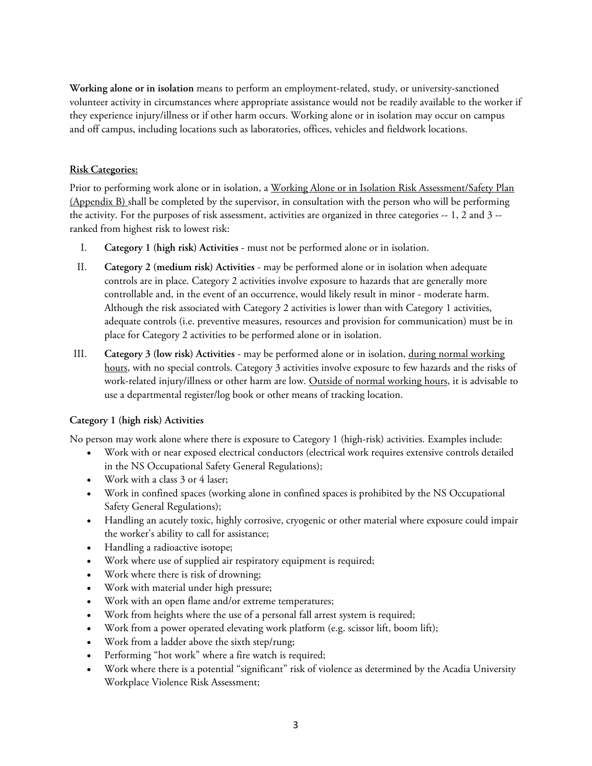**Working alone or in isolation** means to perform an employment-related, study, or university-sanctioned volunteer activity in circumstances where appropriate assistance would not be readily available to the worker if they experience injury/illness or if other harm occurs. Working alone or in isolation may occur on campus and off campus, including locations such as laboratories, offices, vehicles and fieldwork locations.

**Risk Categories:**

Prior to performing work alone or in isolation, a Working Alone or in Isolation Risk Assessment/Safety Plan (Appendix B) shall be completed by the supervisor, in consultation with the person who will be performing the activity. For the purposes of risk assessment, activities are organized in three categories -- 1, 2 and 3 -- ranked from highest risk to lowest risk:

I. **Category 1 (high risk) Activities** - must not be performed alone or in isolation.

II. **Category 2 (medium risk) Activities** - may be performed alone or in isolation when adequate controls are in place. Category 2 activities involve exposure to hazards that are generally more controllable and, in the event of an occurrence, would likely result in minor - moderate harm. Although the risk associated with Category 2 activities is lower than with Category 1 activities, adequate controls (i.e. preventive measures, resources and provision for communication) must be in place for Category 2 activities to be performed alone or in isolation.

III. **Category 3 (low risk) Activities** - may be performed alone or in isolation, during normal working hours, with no special controls. Category 3 activities involve exposure to few hazards and the risks of work-related injury/illness or other harm are low. Outside of normal working hours, it is advisable to use a departmental register/log book or other means of tracking location.

**Category 1 (high risk) Activities**

No person may work alone where there is exposure to Category 1 (high-risk) activities. Examples include:

- Work with or near exposed electrical conductors (electrical work requires extensive controls detailed in the NS Occupational Safety General Regulations);
- Work with a class 3 or 4 laser;
- Work in confined spaces (working alone in confined spaces is prohibited by the NS Occupational Safety General Regulations);
- Handling an acutely toxic, highly corrosive, cryogenic or other material where exposure could impair the worker's ability to call for assistance;
- Handling a radioactive isotope;
- Work where use of supplied air respiratory equipment is required;
- Work where there is risk of drowning;
- Work with material under high pressure;
- Work with an open flame and/or extreme temperatures;
- Work from heights where the use of a personal fall arrest system is required;
- Work from a power operated elevating work platform (e.g. scissor lift, boom lift);
- Work from a ladder above the sixth step/rung;
- Performing "hot work" where a fire watch is required;
- Work where there is a potential "significant" risk of violence as determined by the Acadia University Workplace Violence Risk Assessment;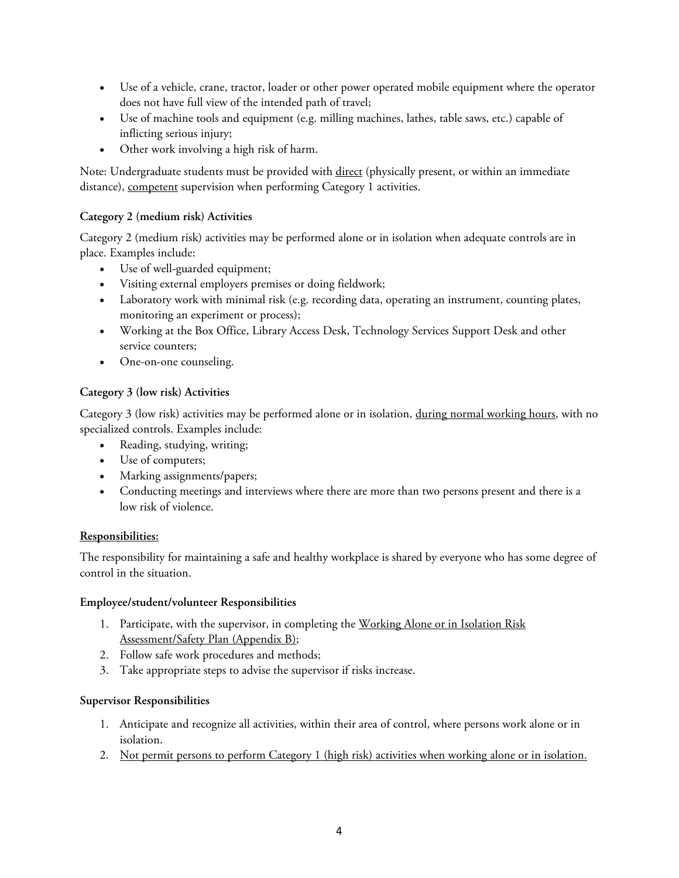- Use of a vehicle, crane, tractor, loader or other power operated mobile equipment where the operator does not have full view of the intended path of travel;
- Use of machine tools and equipment (e.g. milling machines, lathes, table saws, etc.) capable of inflicting serious injury;
- Other work involving a high risk of harm.

Note: Undergraduate students must be provided with direct (physically present, or within an immediate distance), competent supervision when performing Category 1 activities.

**Category 2 (medium risk) Activities**

Category 2 (medium risk) activities may be performed alone or in isolation when adequate controls are in place. Examples include:

- Use of well-guarded equipment;
- Visiting external employers premises or doing fieldwork;
- Laboratory work with minimal risk (e.g. recording data, operating an instrument, counting plates, monitoring an experiment or process);
- Working at the Box Office, Library Access Desk, Technology Services Support Desk and other service counters;
- One-on-one counseling.

**Category 3 (low risk) Activities**

Category 3 (low risk) activities may be performed alone or in isolation, during normal working hours, with no specialized controls. Examples include:

- Reading, studying, writing;
- Use of computers;
- Marking assignments/papers;
- Conducting meetings and interviews where there are more than two persons present and there is a low risk of violence.

**Responsibilities:**

The responsibility for maintaining a safe and healthy workplace is shared by everyone who has some degree of control in the situation.

**Employee/student/volunteer Responsibilities**

1. Participate, with the supervisor, in completing the Working Alone or in Isolation Risk Assessment/Safety Plan (Appendix B);
2. Follow safe work procedures and methods;
3. Take appropriate steps to advise the supervisor if risks increase.

**Supervisor Responsibilities**

1. Anticipate and recognize all activities, within their area of control, where persons work alone or in isolation.
2. Not permit persons to perform Category 1 (high risk) activities when working alone or in isolation.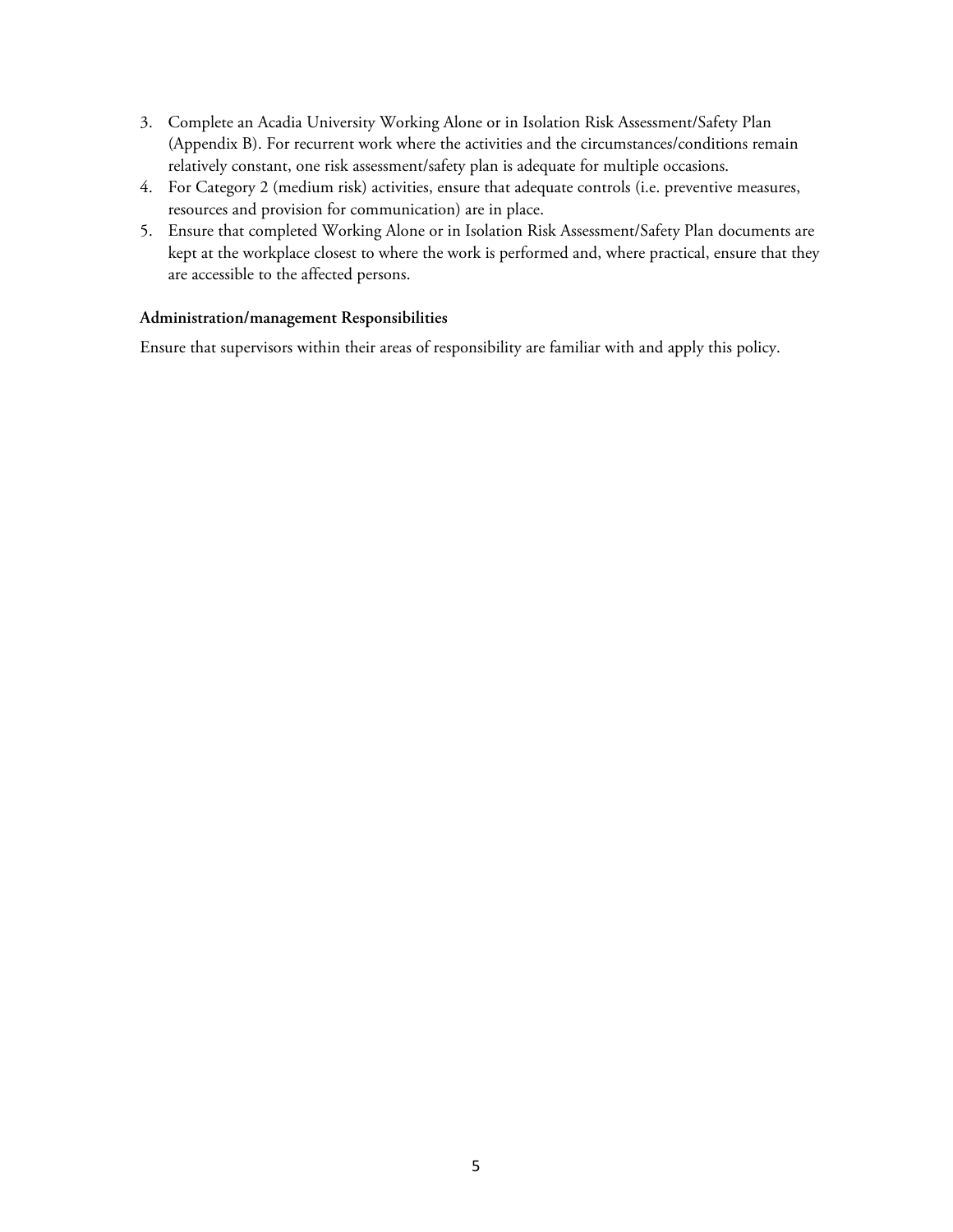3. Complete an Acadia University Working Alone or in Isolation Risk Assessment/Safety Plan (Appendix B). For recurrent work where the activities and the circumstances/conditions remain relatively constant, one risk assessment/safety plan is adequate for multiple occasions.
4. For Category 2 (medium risk) activities, ensure that adequate controls (i.e. preventive measures, resources and provision for communication) are in place.
5. Ensure that completed Working Alone or in Isolation Risk Assessment/Safety Plan documents are kept at the workplace closest to where the work is performed and, where practical, ensure that they are accessible to the affected persons.

**Administration/management Responsibilities**

Ensure that supervisors within their areas of responsibility are familiar with and apply this policy.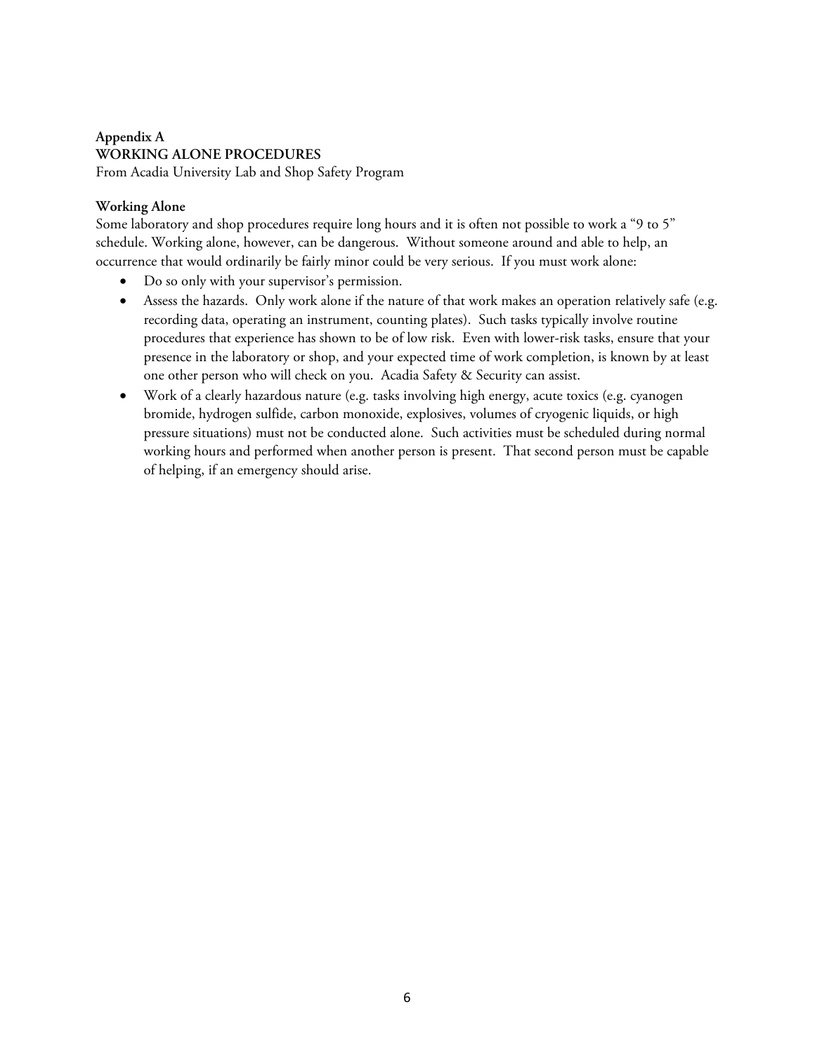**Appendix A**
**WORKING ALONE PROCEDURES**
From Acadia University Lab and Shop Safety Program

**Working Alone**

Some laboratory and shop procedures require long hours and it is often not possible to work a "9 to 5" schedule. Working alone, however, can be dangerous. Without someone around and able to help, an occurrence that would ordinarily be fairly minor could be very serious. If you must work alone:

- Do so only with your supervisor's permission.
- Assess the hazards. Only work alone if the nature of that work makes an operation relatively safe (e.g. recording data, operating an instrument, counting plates). Such tasks typically involve routine procedures that experience has shown to be of low risk. Even with lower-risk tasks, ensure that your presence in the laboratory or shop, and your expected time of work completion, is known by at least one other person who will check on you. Acadia Safety & Security can assist.
- Work of a clearly hazardous nature (e.g. tasks involving high energy, acute toxics (e.g. cyanogen bromide, hydrogen sulfide, carbon monoxide, explosives, volumes of cryogenic liquids, or high pressure situations) must not be conducted alone. Such activities must be scheduled during normal working hours and performed when another person is present. That second person must be capable of helping, if an emergency should arise.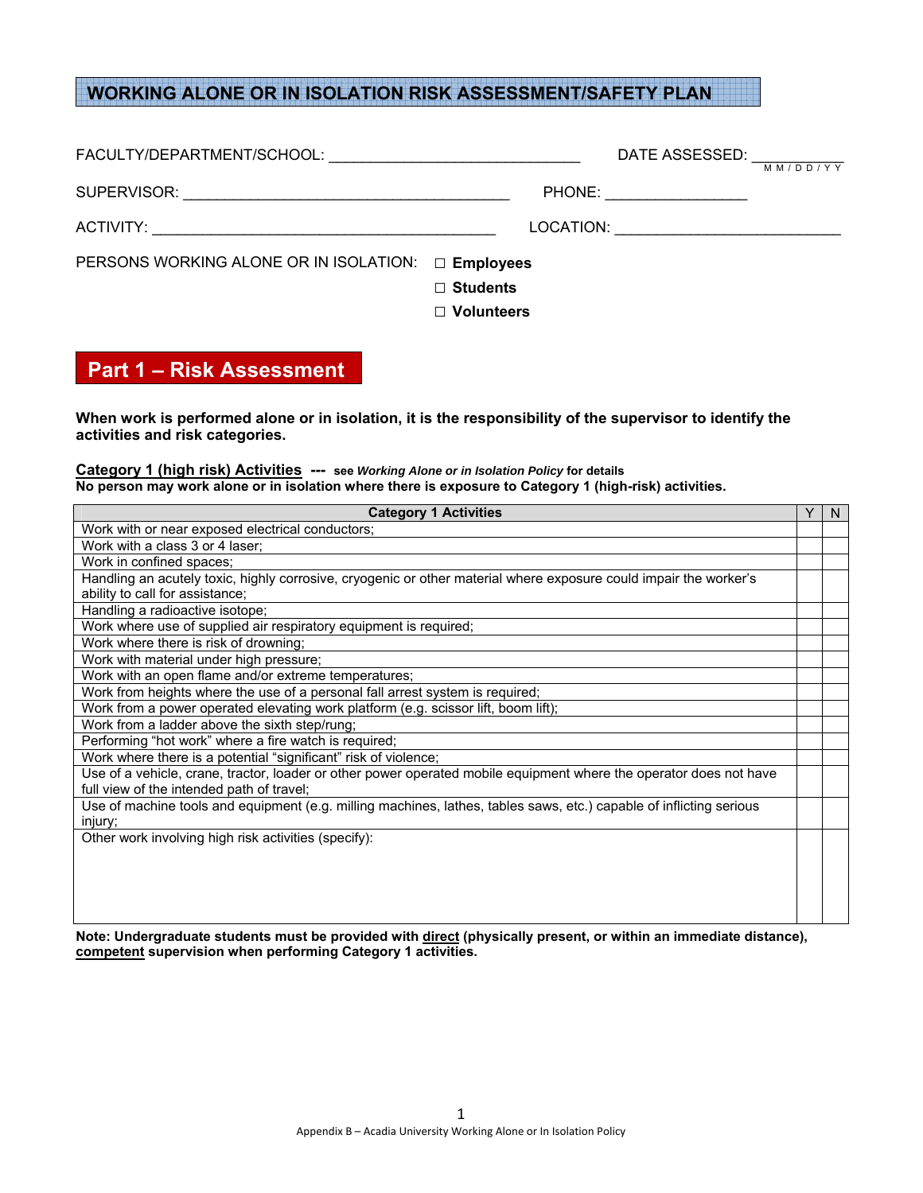# WORKING ALONE OR IN ISOLATION RISK ASSESSMENT/SAFETY PLAN

FACULTY/DEPARTMENT/SCHOOL: ______________________________ DATE ASSESSED: __________ (MM/DD/YY)

SUPERVISOR: _______________________________________ PHONE: ________________

ACTIVITY: _________________________________________ LOCATION: ___________________________

PERSONS WORKING ALONE OR IN ISOLATION:
- ☐ **Employees**
- ☐ **Students**
- ☐ **Volunteers**

## Part 1 – Risk Assessment

**When work is performed alone or in isolation, it is the responsibility of the supervisor to identify the activities and risk categories.**

**Category 1 (high risk) Activities --- see *Working Alone or in Isolation Policy* for details**
**No person may work alone or in isolation where there is exposure to Category 1 (high-risk) activities.**

| Category 1 Activities | Y | N |
|---|---|---|
| Work with or near exposed electrical conductors; | | |
| Work with a class 3 or 4 laser; | | |
| Work in confined spaces; | | |
| Handling an acutely toxic, highly corrosive, cryogenic or other material where exposure could impair the worker's ability to call for assistance; | | |
| Handling a radioactive isotope; | | |
| Work where use of supplied air respiratory equipment is required; | | |
| Work where there is risk of drowning; | | |
| Work with material under high pressure; | | |
| Work with an open flame and/or extreme temperatures; | | |
| Work from heights where the use of a personal fall arrest system is required; | | |
| Work from a power operated elevating work platform (e.g. scissor lift, boom lift); | | |
| Work from a ladder above the sixth step/rung; | | |
| Performing "hot work" where a fire watch is required; | | |
| Work where there is a potential "significant" risk of violence; | | |
| Use of a vehicle, crane, tractor, loader or other power operated mobile equipment where the operator does not have full view of the intended path of travel; | | |
| Use of machine tools and equipment (e.g. milling machines, lathes, tables saws, etc.) capable of inflicting serious injury; | | |
| Other work involving high risk activities (specify): | | |

**Note: Undergraduate students must be provided with <u>direct</u> (physically present, or within an immediate distance), <u>competent</u> supervision when performing Category 1 activities.**

Appendix B – Acadia University Working Alone or In Isolation Policy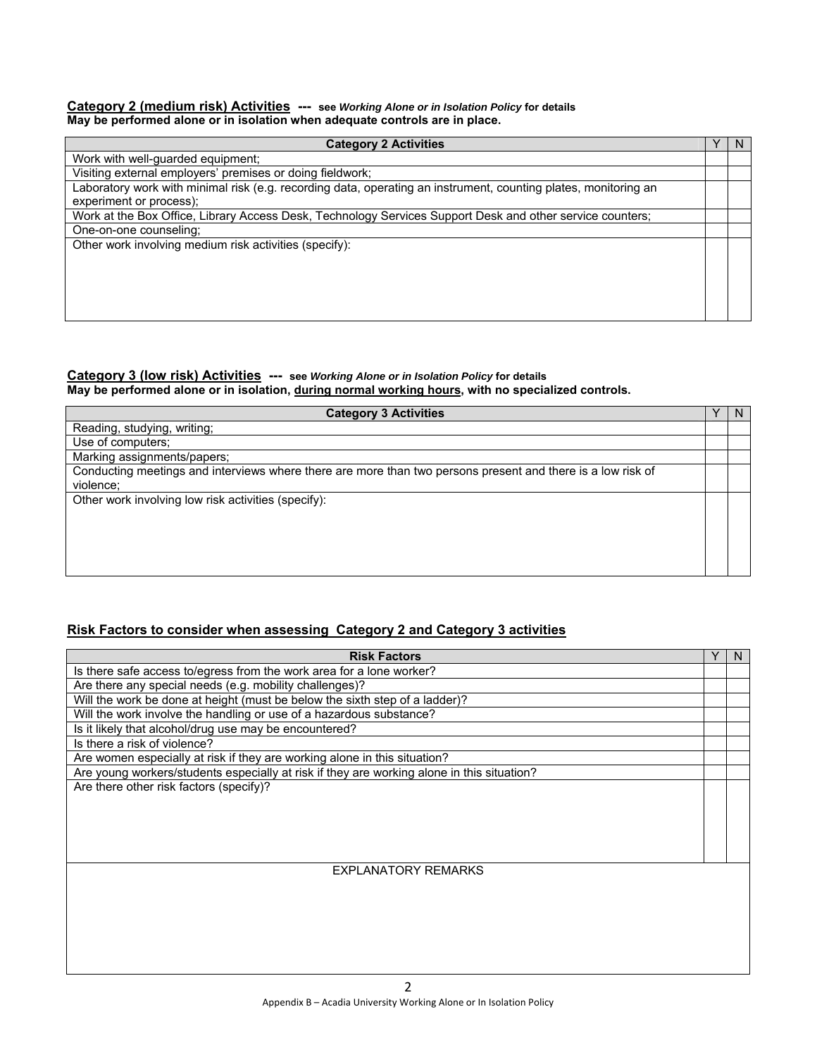**<u>Category 2 (medium risk) Activities</u> --- see *Working Alone or in Isolation Policy* for details**
**May be performed alone or in isolation when adequate controls are in place.**

| Category 2 Activities | Y | N |
|---|---|---|
| Work with well-guarded equipment; | | |
| Visiting external employers' premises or doing fieldwork; | | |
| Laboratory work with minimal risk (e.g. recording data, operating an instrument, counting plates, monitoring an experiment or process); | | |
| Work at the Box Office, Library Access Desk, Technology Services Support Desk and other service counters; | | |
| One-on-one counseling; | | |
| Other work involving medium risk activities (specify): | | |

**<u>Category 3 (low risk) Activities</u> --- see *Working Alone or in Isolation Policy* for details**
**May be performed alone or in isolation, <u>during normal working hours</u>, with no specialized controls.**

| Category 3 Activities | Y | N |
|---|---|---|
| Reading, studying, writing; | | |
| Use of computers; | | |
| Marking assignments/papers; | | |
| Conducting meetings and interviews where there are more than two persons present and there is a low risk of violence; | | |
| Other work involving low risk activities (specify): | | |

**<u>Risk Factors to consider when assessing Category 2 and Category 3 activities</u>**

| Risk Factors | Y | N |
|---|---|---|
| Is there safe access to/egress from the work area for a lone worker? | | |
| Are there any special needs (e.g. mobility challenges)? | | |
| Will the work be done at height (must be below the sixth step of a ladder)? | | |
| Will the work involve the handling or use of a hazardous substance? | | |
| Is it likely that alcohol/drug use may be encountered? | | |
| Is there a risk of violence? | | |
| Are women especially at risk if they are working alone in this situation? | | |
| Are young workers/students especially at risk if they are working alone in this situation? | | |
| Are there other risk factors (specify)? | | |

| EXPLANATORY REMARKS |
|---|
| |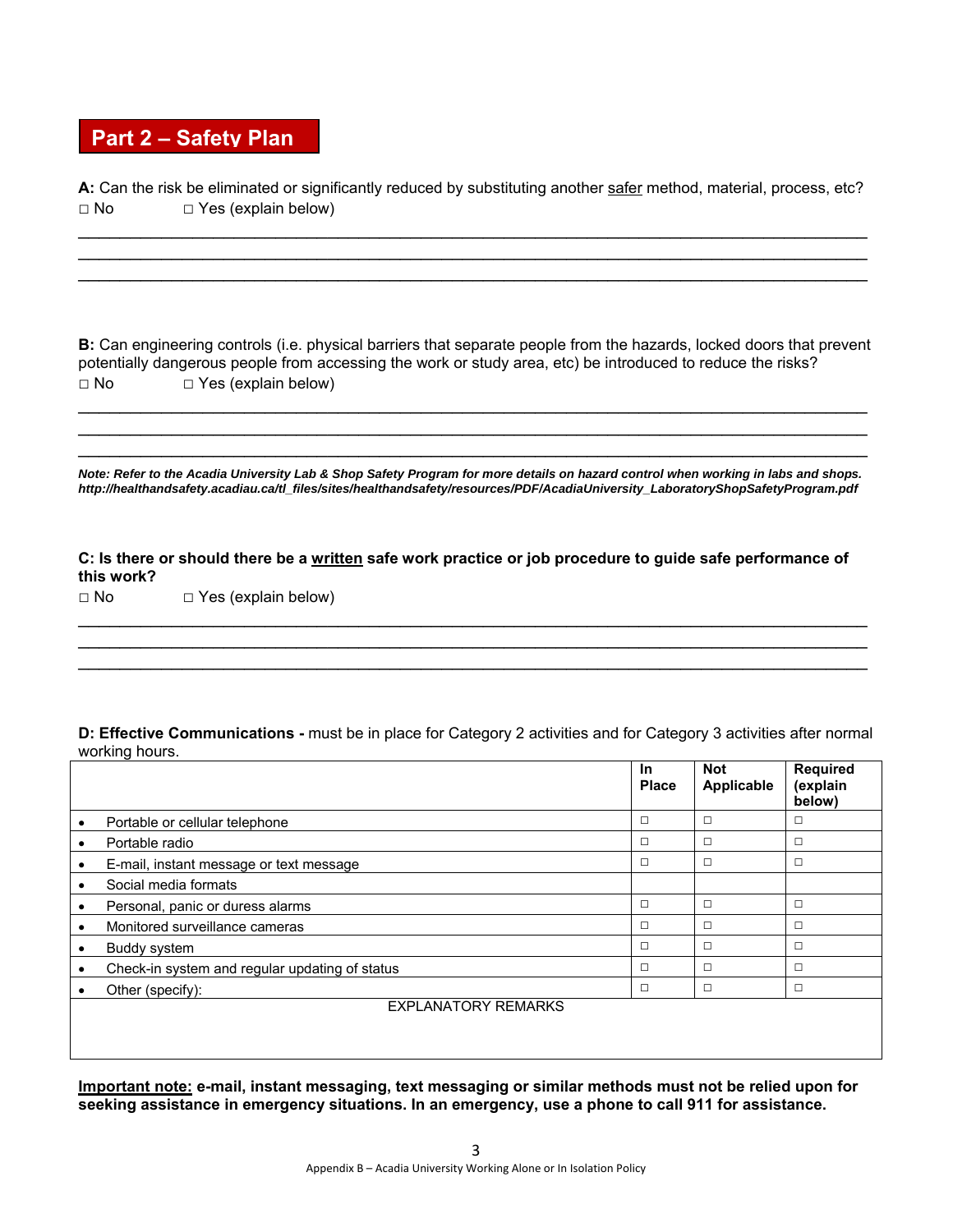## Part 2 – Safety Plan

**A:** Can the risk be eliminated or significantly reduced by substituting another <u>safer</u> method, material, process, etc?
□ No □ Yes (explain below)

\_\_\_\_\_\_\_\_\_\_\_\_\_\_\_\_\_\_\_\_\_\_\_\_\_\_\_\_\_\_\_\_\_\_\_\_\_\_\_\_\_\_\_\_\_\_\_\_\_\_\_\_\_\_\_\_\_\_\_\_\_\_\_\_\_\_\_\_\_\_\_\_\_\_\_\_\_\_
\_\_\_\_\_\_\_\_\_\_\_\_\_\_\_\_\_\_\_\_\_\_\_\_\_\_\_\_\_\_\_\_\_\_\_\_\_\_\_\_\_\_\_\_\_\_\_\_\_\_\_\_\_\_\_\_\_\_\_\_\_\_\_\_\_\_\_\_\_\_\_\_\_\_\_\_\_\_
\_\_\_\_\_\_\_\_\_\_\_\_\_\_\_\_\_\_\_\_\_\_\_\_\_\_\_\_\_\_\_\_\_\_\_\_\_\_\_\_\_\_\_\_\_\_\_\_\_\_\_\_\_\_\_\_\_\_\_\_\_\_\_\_\_\_\_\_\_\_\_\_\_\_\_\_\_\_

**B:** Can engineering controls (i.e. physical barriers that separate people from the hazards, locked doors that prevent potentially dangerous people from accessing the work or study area, etc) be introduced to reduce the risks?
□ No □ Yes (explain below)

\_\_\_\_\_\_\_\_\_\_\_\_\_\_\_\_\_\_\_\_\_\_\_\_\_\_\_\_\_\_\_\_\_\_\_\_\_\_\_\_\_\_\_\_\_\_\_\_\_\_\_\_\_\_\_\_\_\_\_\_\_\_\_\_\_\_\_\_\_\_\_\_\_\_\_\_\_\_
\_\_\_\_\_\_\_\_\_\_\_\_\_\_\_\_\_\_\_\_\_\_\_\_\_\_\_\_\_\_\_\_\_\_\_\_\_\_\_\_\_\_\_\_\_\_\_\_\_\_\_\_\_\_\_\_\_\_\_\_\_\_\_\_\_\_\_\_\_\_\_\_\_\_\_\_\_\_
\_\_\_\_\_\_\_\_\_\_\_\_\_\_\_\_\_\_\_\_\_\_\_\_\_\_\_\_\_\_\_\_\_\_\_\_\_\_\_\_\_\_\_\_\_\_\_\_\_\_\_\_\_\_\_\_\_\_\_\_\_\_\_\_\_\_\_\_\_\_\_\_\_\_\_\_\_\_

***Note: Refer to the Acadia University Lab & Shop Safety Program for more details on hazard control when working in labs and shops. http://healthandsafety.acadiau.ca/tl_files/sites/healthandsafety/resources/PDF/AcadiaUniversity_LaboratoryShopSafetyProgram.pdf***

**C: Is there or should there be a <u>written</u> safe work practice or job procedure to guide safe performance of this work?**
□ No □ Yes (explain below)

\_\_\_\_\_\_\_\_\_\_\_\_\_\_\_\_\_\_\_\_\_\_\_\_\_\_\_\_\_\_\_\_\_\_\_\_\_\_\_\_\_\_\_\_\_\_\_\_\_\_\_\_\_\_\_\_\_\_\_\_\_\_\_\_\_\_\_\_\_\_\_\_\_\_\_\_\_\_
\_\_\_\_\_\_\_\_\_\_\_\_\_\_\_\_\_\_\_\_\_\_\_\_\_\_\_\_\_\_\_\_\_\_\_\_\_\_\_\_\_\_\_\_\_\_\_\_\_\_\_\_\_\_\_\_\_\_\_\_\_\_\_\_\_\_\_\_\_\_\_\_\_\_\_\_\_\_
\_\_\_\_\_\_\_\_\_\_\_\_\_\_\_\_\_\_\_\_\_\_\_\_\_\_\_\_\_\_\_\_\_\_\_\_\_\_\_\_\_\_\_\_\_\_\_\_\_\_\_\_\_\_\_\_\_\_\_\_\_\_\_\_\_\_\_\_\_\_\_\_\_\_\_\_\_\_

**D: Effective Communications -** must be in place for Category 2 activities and for Category 3 activities after normal working hours.

| | **In Place** | **Not Applicable** | **Required (explain below)** |
|---|---|---|---|
| • Portable or cellular telephone | □ | □ | □ |
| • Portable radio | □ | □ | □ |
| • E-mail, instant message or text message | □ | □ | □ |
| • Social media formats | | | |
| • Personal, panic or duress alarms | □ | □ | □ |
| • Monitored surveillance cameras | □ | □ | □ |
| • Buddy system | □ | □ | □ |
| • Check-in system and regular updating of status | □ | □ | □ |
| • Other (specify): | □ | □ | □ |
| EXPLANATORY REMARKS | | | |

**<u>Important note:</u> e-mail, instant messaging, text messaging or similar methods must not be relied upon for seeking assistance in emergency situations. In an emergency, use a phone to call 911 for assistance.**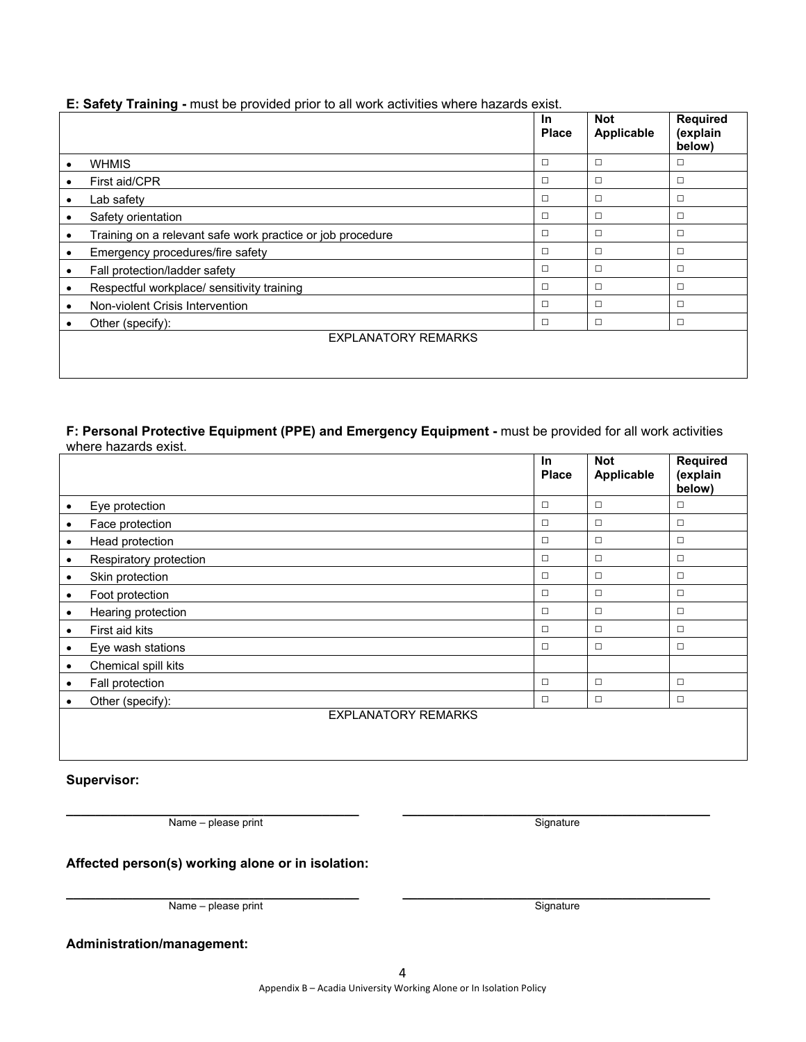**E: Safety Training -** must be provided prior to all work activities where hazards exist.

| | In Place | Not Applicable | Required (explain below) |
|---|---|---|---|
| • WHMIS | □ | □ | □ |
| • First aid/CPR | □ | □ | □ |
| • Lab safety | □ | □ | □ |
| • Safety orientation | □ | □ | □ |
| • Training on a relevant safe work practice or job procedure | □ | □ | □ |
| • Emergency procedures/fire safety | □ | □ | □ |
| • Fall protection/ladder safety | □ | □ | □ |
| • Respectful workplace/ sensitivity training | □ | □ | □ |
| • Non-violent Crisis Intervention | □ | □ | □ |
| • Other (specify): | □ | □ | □ |
| EXPLANATORY REMARKS | | | |

**F: Personal Protective Equipment (PPE) and Emergency Equipment -** must be provided for all work activities where hazards exist.

| | In Place | Not Applicable | Required (explain below) |
|---|---|---|---|
| • Eye protection | □ | □ | □ |
| • Face protection | □ | □ | □ |
| • Head protection | □ | □ | □ |
| • Respiratory protection | □ | □ | □ |
| • Skin protection | □ | □ | □ |
| • Foot protection | □ | □ | □ |
| • Hearing protection | □ | □ | □ |
| • First aid kits | □ | □ | □ |
| • Eye wash stations | □ | □ | □ |
| • Chemical spill kits | | | |
| • Fall protection | □ | □ | □ |
| • Other (specify): | □ | □ | □ |
| EXPLANATORY REMARKS | | | |

**Supervisor:**

\_\_\_\_\_\_\_\_\_\_\_\_\_\_\_\_\_\_\_\_\_\_\_\_\_\_\_\_\_\_\_\_\_\_\_\_ \_\_\_\_\_\_\_\_\_\_\_\_\_\_\_\_\_\_\_\_\_\_\_\_\_\_\_\_\_\_\_\_\_\_\_\_

Name – please print Signature

**Affected person(s) working alone or in isolation:**

\_\_\_\_\_\_\_\_\_\_\_\_\_\_\_\_\_\_\_\_\_\_\_\_\_\_\_\_\_\_\_\_\_\_\_\_ \_\_\_\_\_\_\_\_\_\_\_\_\_\_\_\_\_\_\_\_\_\_\_\_\_\_\_\_\_\_\_\_\_\_\_\_

Name – please print Signature

**Administration/management:**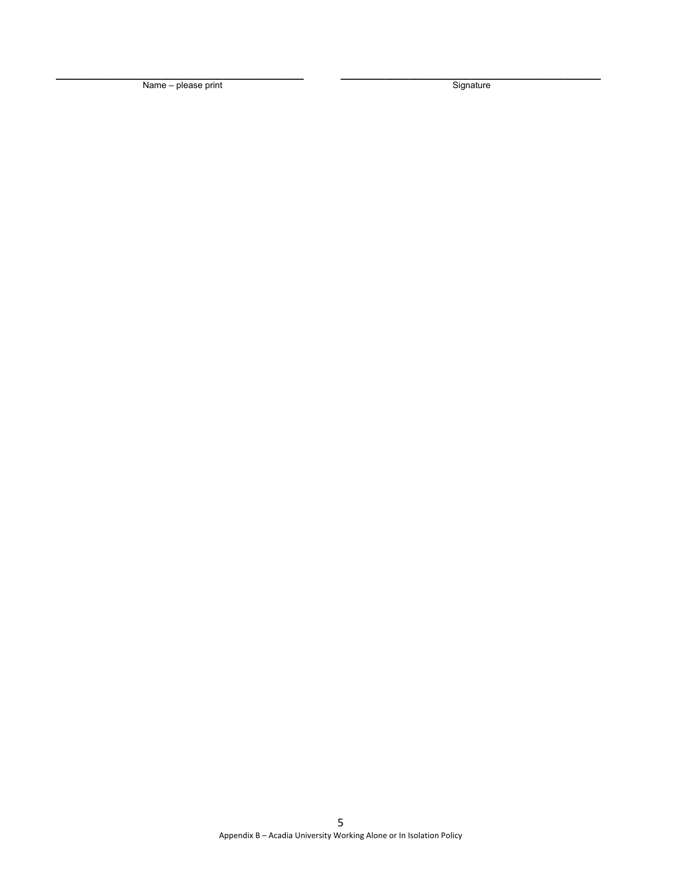\_\_\_\_\_\_\_\_\_\_\_\_\_\_\_\_\_\_\_\_\_\_\_\_\_\_\_\_\_\_\_\_\_\_\_\_\_\_\_\_ \_\_\_\_\_\_\_\_\_\_\_\_\_\_\_\_\_\_\_\_\_\_\_\_\_\_\_\_\_\_\_\_\_\_\_\_\_\_\_\_

Name – please print Signature